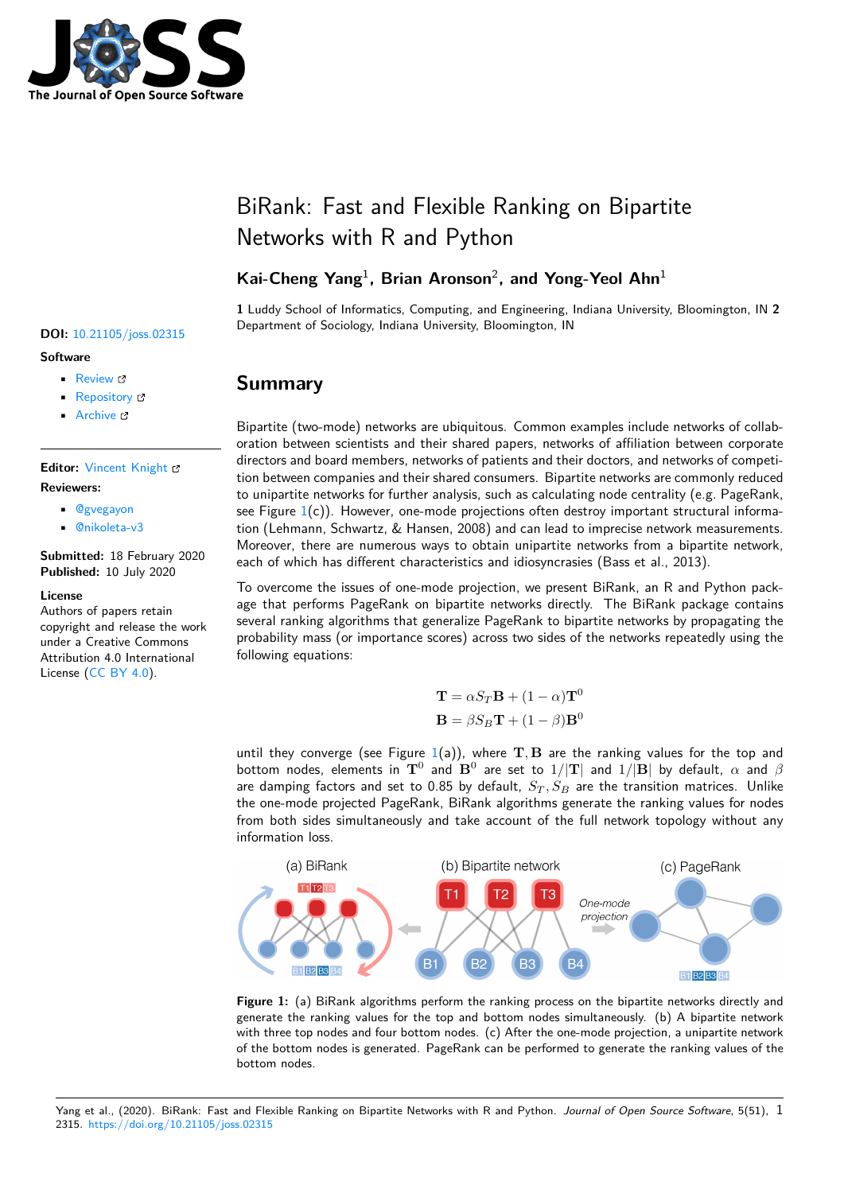# BiRank: Fast and Flexible Ranking on Bipartite Networks with R and Python

**Kai-Cheng Yang**[1]**, Brian Aronson**[2]**, and Yong-Yeol Ahn**[1]

**1** Luddy School of Informatics, Computing, and Engineering, Indiana University, Bloomington, IN **2** Department of Sociology, Indiana University, Bloomington, IN

**DOI:** 10.21105/joss.02315

**Software**

- Review
- Repository
- Archive

**Editor:** Vincent Knight

**Reviewers:**

- @gvegayon
- @nikoleta-v3

**Submitted:** 18 February 2020
**Published:** 10 July 2020

**License**
Authors of papers retain copyright and release the work under a Creative Commons Attribution 4.0 International License (CC BY 4.0).

## Summary

Bipartite (two-mode) networks are ubiquitous. Common examples include networks of collaboration between scientists and their shared papers, networks of affiliation between corporate directors and board members, networks of patients and their doctors, and networks of competition between companies and their shared consumers. Bipartite networks are commonly reduced to unipartite networks for further analysis, such as calculating node centrality (e.g. PageRank, see Figure 1(c)). However, one-mode projections often destroy important structural information (Lehmann, Schwartz, & Hansen, 2008) and can lead to imprecise network measurements. Moreover, there are numerous ways to obtain unipartite networks from a bipartite network, each of which has different characteristics and idiosyncrasies (Bass et al., 2013).

To overcome the issues of one-mode projection, we present BiRank, an R and Python package that performs PageRank on bipartite networks directly. The BiRank package contains several ranking algorithms that generalize PageRank to bipartite networks by propagating the probability mass (or importance scores) across two sides of the networks repeatedly using the following equations:

$$\mathbf{T} = \alpha S_T \mathbf{B} + (1-\alpha)\mathbf{T}^0$$
$$\mathbf{B} = \beta S_B \mathbf{T} + (1-\beta)\mathbf{B}^0$$

until they converge (see Figure 1(a)), where $\mathbf{T}, \mathbf{B}$ are the ranking values for the top and bottom nodes, elements in $\mathbf{T}^0$ and $\mathbf{B}^0$ are set to $1/|\mathbf{T}|$ and $1/|\mathbf{B}|$ by default, $\alpha$ and $\beta$ are damping factors and set to 0.85 by default, $S_T, S_B$ are the transition matrices. Unlike the one-mode projected PageRank, BiRank algorithms generate the ranking values for nodes from both sides simultaneously and take account of the full network topology without any information loss.

(a) BiRank
T1 T2 T3
B1 B2 B3 B4

(b) Bipartite network
T1 T2 T3
B1 B2 B3 B4

One-mode projection

(c) PageRank
B1 B2 B3 B4

**Figure 1:** (a) BiRank algorithms perform the ranking process on the bipartite networks directly and generate the ranking values for the top and bottom nodes simultaneously. (b) A bipartite network with three top nodes and four bottom nodes. (c) After the one-mode projection, a unipartite network of the bottom nodes is generated. PageRank can be performed to generate the ranking values of the bottom nodes.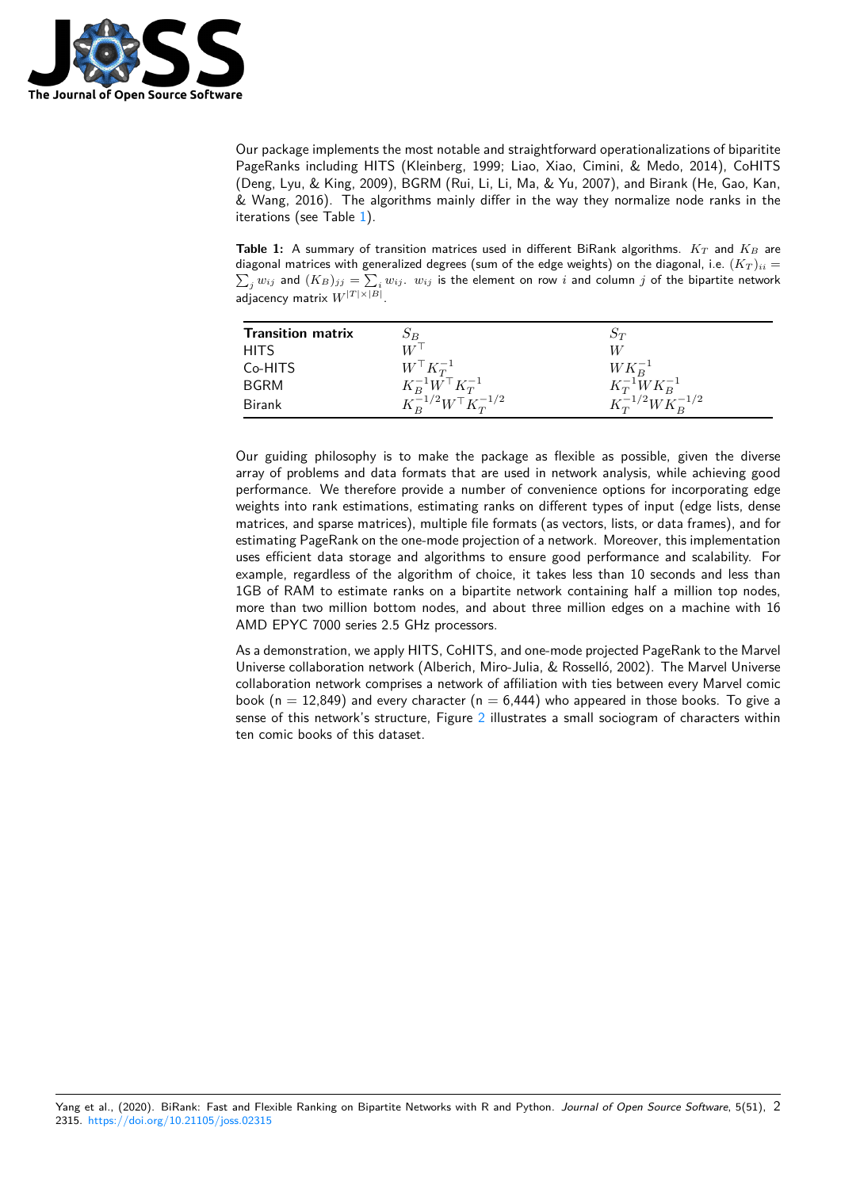Our package implements the most notable and straightforward operationalizations of biparitite PageRanks including HITS (Kleinberg, 1999; Liao, Xiao, Cimini, & Medo, 2014), CoHITS (Deng, Lyu, & King, 2009), BGRM (Rui, Li, Li, Ma, & Yu, 2007), and Birank (He, Gao, Kan, & Wang, 2016). The algorithms mainly differ in the way they normalize node ranks in the iterations (see Table 1).

**Table 1:** A summary of transition matrices used in different BiRank algorithms. $K_T$ and $K_B$ are diagonal matrices with generalized degrees (sum of the edge weights) on the diagonal, i.e. $(K_T)_{ii} = \sum_j w_{ij}$ and $(K_B)_{jj} = \sum_i w_{ij}$. $w_{ij}$ is the element on row $i$ and column $j$ of the bipartite network adjacency matrix $W^{|T| \times |B|}$.

| **Transition matrix** | $S_B$ | $S_T$ |
|---|---|---|
| HITS | $W^\top$ | $W$ |
| Co-HITS | $W^\top K_T^{-1}$ | $W K_B^{-1}$ |
| BGRM | $K_B^{-1} W^\top K_T^{-1}$ | $K_T^{-1} W K_B^{-1}$ |
| Birank | $K_B^{-1/2} W^\top K_T^{-1/2}$ | $K_T^{-1/2} W K_B^{-1/2}$ |

Our guiding philosophy is to make the package as flexible as possible, given the diverse array of problems and data formats that are used in network analysis, while achieving good performance. We therefore provide a number of convenience options for incorporating edge weights into rank estimations, estimating ranks on different types of input (edge lists, dense matrices, and sparse matrices), multiple file formats (as vectors, lists, or data frames), and for estimating PageRank on the one-mode projection of a network. Moreover, this implementation uses efficient data storage and algorithms to ensure good performance and scalability. For example, regardless of the algorithm of choice, it takes less than 10 seconds and less than 1GB of RAM to estimate ranks on a bipartite network containing half a million top nodes, more than two million bottom nodes, and about three million edges on a machine with 16 AMD EPYC 7000 series 2.5 GHz processors.

As a demonstration, we apply HITS, CoHITS, and one-mode projected PageRank to the Marvel Universe collaboration network (Alberich, Miro-Julia, & Rosselló, 2002). The Marvel Universe collaboration network comprises a network of affiliation with ties between every Marvel comic book (n = 12,849) and every character (n = 6,444) who appeared in those books. To give a sense of this network's structure, Figure 2 illustrates a small sociogram of characters within ten comic books of this dataset.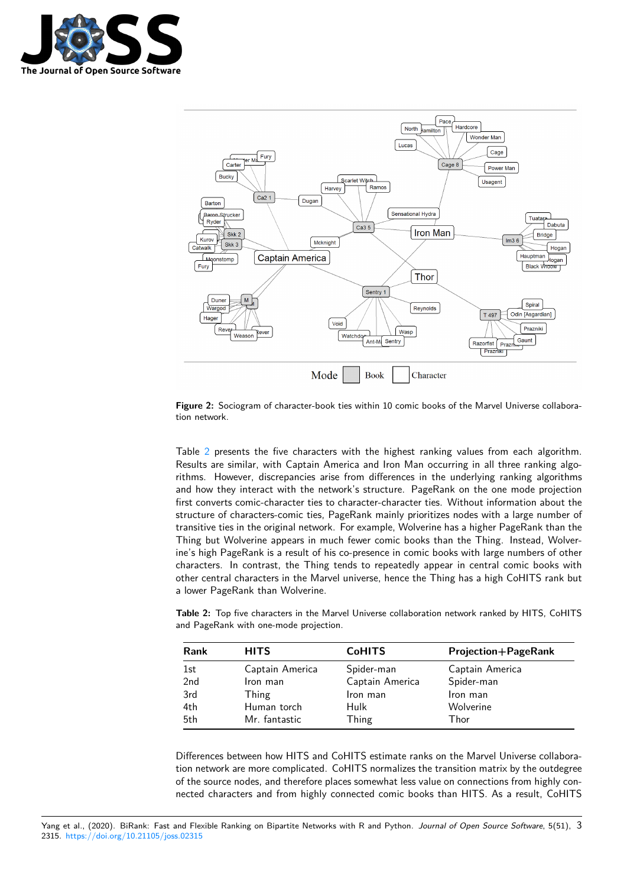Mode Book Character

**Figure 2:** Sociogram of character-book ties within 10 comic books of the Marvel Universe collaboration network.

Table 2 presents the five characters with the highest ranking values from each algorithm. Results are similar, with Captain America and Iron Man occurring in all three ranking algorithms. However, discrepancies arise from differences in the underlying ranking algorithms and how they interact with the network's structure. PageRank on the one mode projection first converts comic-character ties to character-character ties. Without information about the structure of characters-comic ties, PageRank mainly prioritizes nodes with a large number of transitive ties in the original network. For example, Wolverine has a higher PageRank than the Thing but Wolverine appears in much fewer comic books than the Thing. Instead, Wolverine's high PageRank is a result of his co-presence in comic books with large numbers of other characters. In contrast, the Thing tends to repeatedly appear in central comic books with other central characters in the Marvel universe, hence the Thing has a high CoHITS rank but a lower PageRank than Wolverine.

**Table 2:** Top five characters in the Marvel Universe collaboration network ranked by HITS, CoHITS and PageRank with one-mode projection.

| Rank | HITS | CoHITS | Projection+PageRank |
|---|---|---|---|
| 1st | Captain America | Spider-man | Captain America |
| 2nd | Iron man | Captain America | Spider-man |
| 3rd | Thing | Iron man | Iron man |
| 4th | Human torch | Hulk | Wolverine |
| 5th | Mr. fantastic | Thing | Thor |

Differences between how HITS and CoHITS estimate ranks on the Marvel Universe collaboration network are more complicated. CoHITS normalizes the transition matrix by the outdegree of the source nodes, and therefore places somewhat less value on connections from highly connected characters and from highly connected comic books than HITS. As a result, CoHITS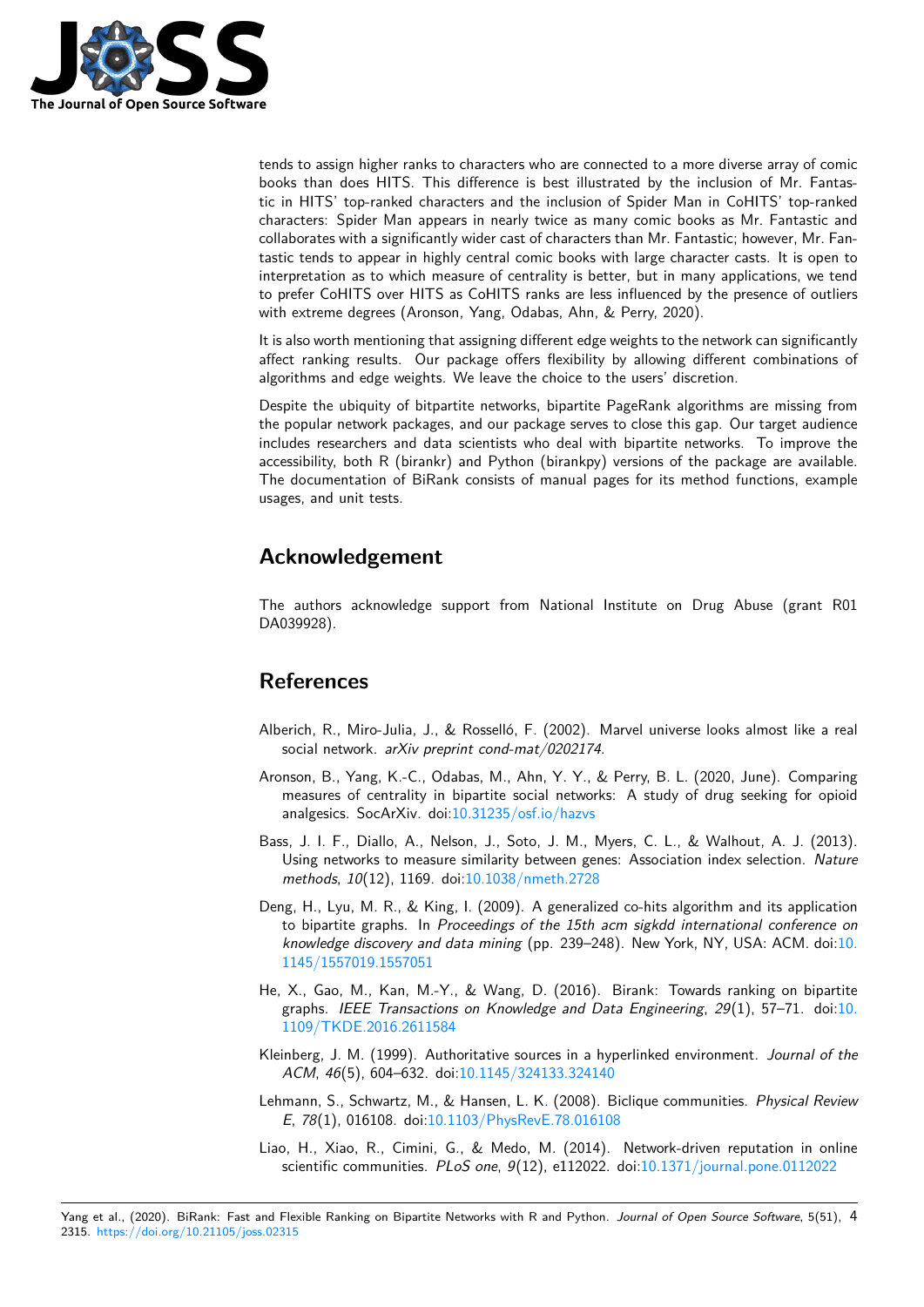tends to assign higher ranks to characters who are connected to a more diverse array of comic books than does HITS. This difference is best illustrated by the inclusion of Mr. Fantastic in HITS' top-ranked characters and the inclusion of Spider Man in CoHITS' top-ranked characters: Spider Man appears in nearly twice as many comic books as Mr. Fantastic and collaborates with a significantly wider cast of characters than Mr. Fantastic; however, Mr. Fantastic tends to appear in highly central comic books with large character casts. It is open to interpretation as to which measure of centrality is better, but in many applications, we tend to prefer CoHITS over HITS as CoHITS ranks are less influenced by the presence of outliers with extreme degrees (Aronson, Yang, Odabas, Ahn, & Perry, 2020).

It is also worth mentioning that assigning different edge weights to the network can significantly affect ranking results. Our package offers flexibility by allowing different combinations of algorithms and edge weights. We leave the choice to the users' discretion.

Despite the ubiquity of bitpartite networks, bipartite PageRank algorithms are missing from the popular network packages, and our package serves to close this gap. Our target audience includes researchers and data scientists who deal with bipartite networks. To improve the accessibility, both R (birankr) and Python (birankpy) versions of the package are available. The documentation of BiRank consists of manual pages for its method functions, example usages, and unit tests.

## Acknowledgement

The authors acknowledge support from National Institute on Drug Abuse (grant R01 DA039928).

## References

Alberich, R., Miro-Julia, J., & Rosselló, F. (2002). Marvel universe looks almost like a real social network. *arXiv preprint cond-mat/0202174*.

Aronson, B., Yang, K.-C., Odabas, M., Ahn, Y. Y., & Perry, B. L. (2020, June). Comparing measures of centrality in bipartite social networks: A study of drug seeking for opioid analgesics. SocArXiv. doi:10.31235/osf.io/hazvs

Bass, J. I. F., Diallo, A., Nelson, J., Soto, J. M., Myers, C. L., & Walhout, A. J. (2013). Using networks to measure similarity between genes: Association index selection. *Nature methods*, *10*(12), 1169. doi:10.1038/nmeth.2728

Deng, H., Lyu, M. R., & King, I. (2009). A generalized co-hits algorithm and its application to bipartite graphs. In *Proceedings of the 15th acm sigkdd international conference on knowledge discovery and data mining* (pp. 239–248). New York, NY, USA: ACM. doi:10.1145/1557019.1557051

He, X., Gao, M., Kan, M.-Y., & Wang, D. (2016). Birank: Towards ranking on bipartite graphs. *IEEE Transactions on Knowledge and Data Engineering*, *29*(1), 57–71. doi:10.1109/TKDE.2016.2611584

Kleinberg, J. M. (1999). Authoritative sources in a hyperlinked environment. *Journal of the ACM*, *46*(5), 604–632. doi:10.1145/324133.324140

Lehmann, S., Schwartz, M., & Hansen, L. K. (2008). Biclique communities. *Physical Review E*, *78*(1), 016108. doi:10.1103/PhysRevE.78.016108

Liao, H., Xiao, R., Cimini, G., & Medo, M. (2014). Network-driven reputation in online scientific communities. *PLoS one*, *9*(12), e112022. doi:10.1371/journal.pone.0112022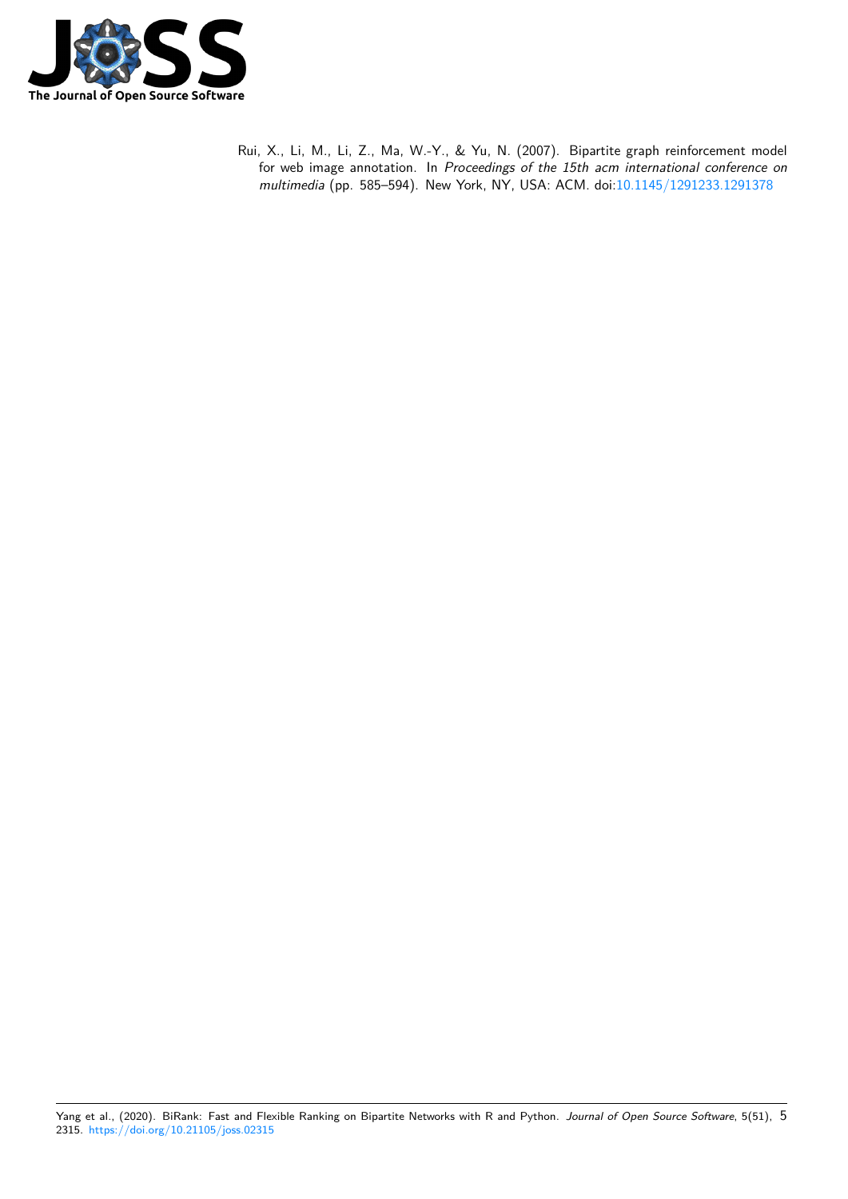Rui, X., Li, M., Li, Z., Ma, W.-Y., & Yu, N. (2007). Bipartite graph reinforcement model for web image annotation. In *Proceedings of the 15th acm international conference on multimedia* (pp. 585–594). New York, NY, USA: ACM. doi:10.1145/1291233.1291378